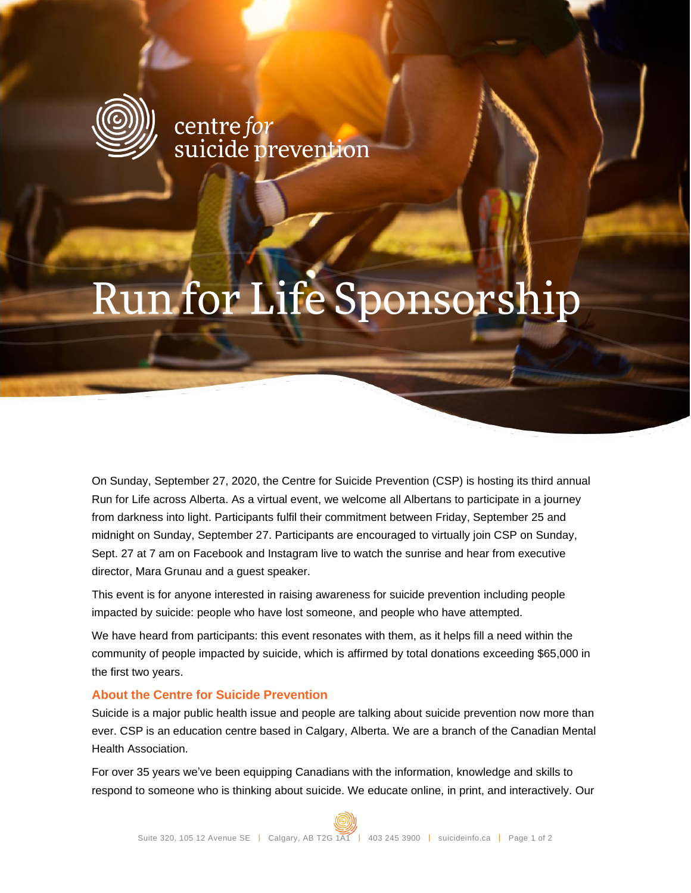centre *for* suicide prevention

# Run for Life Sponsorship

On Sunday, September 27, 2020, the Centre for Suicide Prevention (CSP) is hosting its third annual Run for Life across Alberta. As a virtual event, we welcome all Albertans to participate in a journey from darkness into light. Participants fulfil their commitment between Friday, September 25 and midnight on Sunday, September 27. Participants are encouraged to virtually join CSP on Sunday, Sept. 27 at 7 am on Facebook and Instagram live to watch the sunrise and hear from executive director, Mara Grunau and a guest speaker.

This event is for anyone interested in raising awareness for suicide prevention including people impacted by suicide: people who have lost someone, and people who have attempted.

We have heard from participants: this event resonates with them, as it helps fill a need within the community of people impacted by suicide, which is affirmed by total donations exceeding $65,000 in the first two years.

## About the Centre for Suicide Prevention

Suicide is a major public health issue and people are talking about suicide prevention now more than ever. CSP is an education centre based in Calgary, Alberta. We are a branch of the Canadian Mental Health Association.

For over 35 years we've been equipping Canadians with the information, knowledge and skills to respond to someone who is thinking about suicide. We educate online, in print, and interactively. Our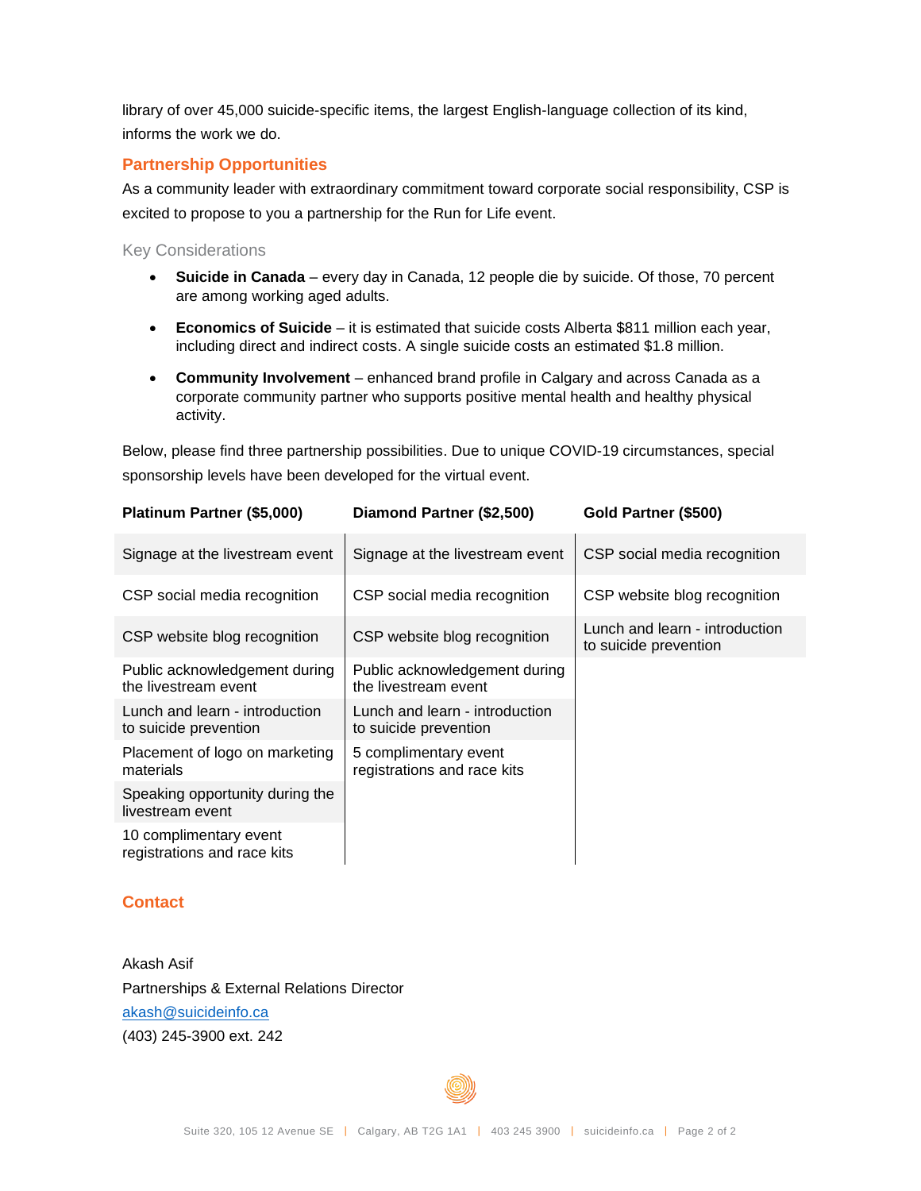library of over 45,000 suicide-specific items, the largest English-language collection of its kind, informs the work we do.

## Partnership Opportunities

As a community leader with extraordinary commitment toward corporate social responsibility, CSP is excited to propose to you a partnership for the Run for Life event.

### Key Considerations

- **Suicide in Canada** – every day in Canada, 12 people die by suicide. Of those, 70 percent are among working aged adults.
- **Economics of Suicide** – it is estimated that suicide costs Alberta $811 million each year, including direct and indirect costs. A single suicide costs an estimated $1.8 million.
- **Community Involvement** – enhanced brand profile in Calgary and across Canada as a corporate community partner who supports positive mental health and healthy physical activity.

Below, please find three partnership possibilities. Due to unique COVID-19 circumstances, special sponsorship levels have been developed for the virtual event.

| Platinum Partner ($5,000) | Diamond Partner ($2,500) | Gold Partner ($500) |
|---|---|---|
| Signage at the livestream event | Signage at the livestream event | CSP social media recognition |
| CSP social media recognition | CSP social media recognition | CSP website blog recognition |
| CSP website blog recognition | CSP website blog recognition | Lunch and learn - introduction to suicide prevention |
| Public acknowledgement during the livestream event | Public acknowledgement during the livestream event | |
| Lunch and learn - introduction to suicide prevention | Lunch and learn - introduction to suicide prevention | |
| Placement of logo on marketing materials | 5 complimentary event registrations and race kits | |
| Speaking opportunity during the livestream event | | |
| 10 complimentary event registrations and race kits | | |

## Contact

Akash Asif
Partnerships & External Relations Director
akash@suicideinfo.ca
(403) 245-3900 ext. 242